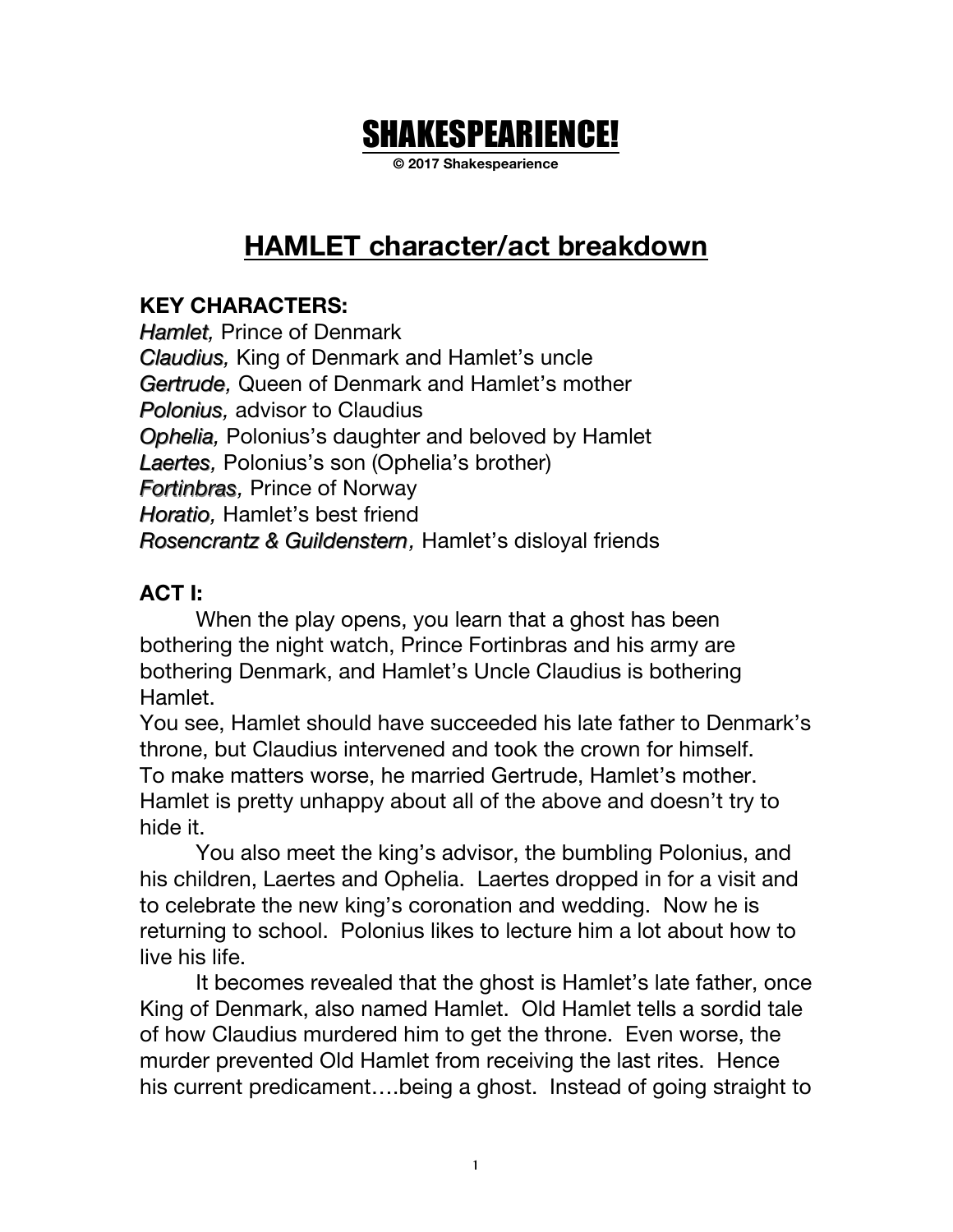# SHAKESPEARIENCE!

**© 2017 Shakespearience**

## HAMLET character/act breakdown

### KEY CHARACTERS:

***Hamlet,*** Prince of Denmark
***Claudius,*** King of Denmark and Hamlet's uncle
***Gertrude,*** Queen of Denmark and Hamlet's mother
***Polonius,*** advisor to Claudius
***Ophelia,*** Polonius's daughter and beloved by Hamlet
***Laertes,*** Polonius's son (Ophelia's brother)
***Fortinbras,*** Prince of Norway
***Horatio,*** Hamlet's best friend
***Rosencrantz & Guildenstern,*** Hamlet's disloyal friends

### ACT I:

When the play opens, you learn that a ghost has been bothering the night watch, Prince Fortinbras and his army are bothering Denmark, and Hamlet's Uncle Claudius is bothering Hamlet.

You see, Hamlet should have succeeded his late father to Denmark's throne, but Claudius intervened and took the crown for himself. To make matters worse, he married Gertrude, Hamlet's mother. Hamlet is pretty unhappy about all of the above and doesn't try to hide it.

You also meet the king's advisor, the bumbling Polonius, and his children, Laertes and Ophelia. Laertes dropped in for a visit and to celebrate the new king's coronation and wedding. Now he is returning to school. Polonius likes to lecture him a lot about how to live his life.

It becomes revealed that the ghost is Hamlet's late father, once King of Denmark, also named Hamlet. Old Hamlet tells a sordid tale of how Claudius murdered him to get the throne. Even worse, the murder prevented Old Hamlet from receiving the last rites. Hence his current predicament….being a ghost. Instead of going straight to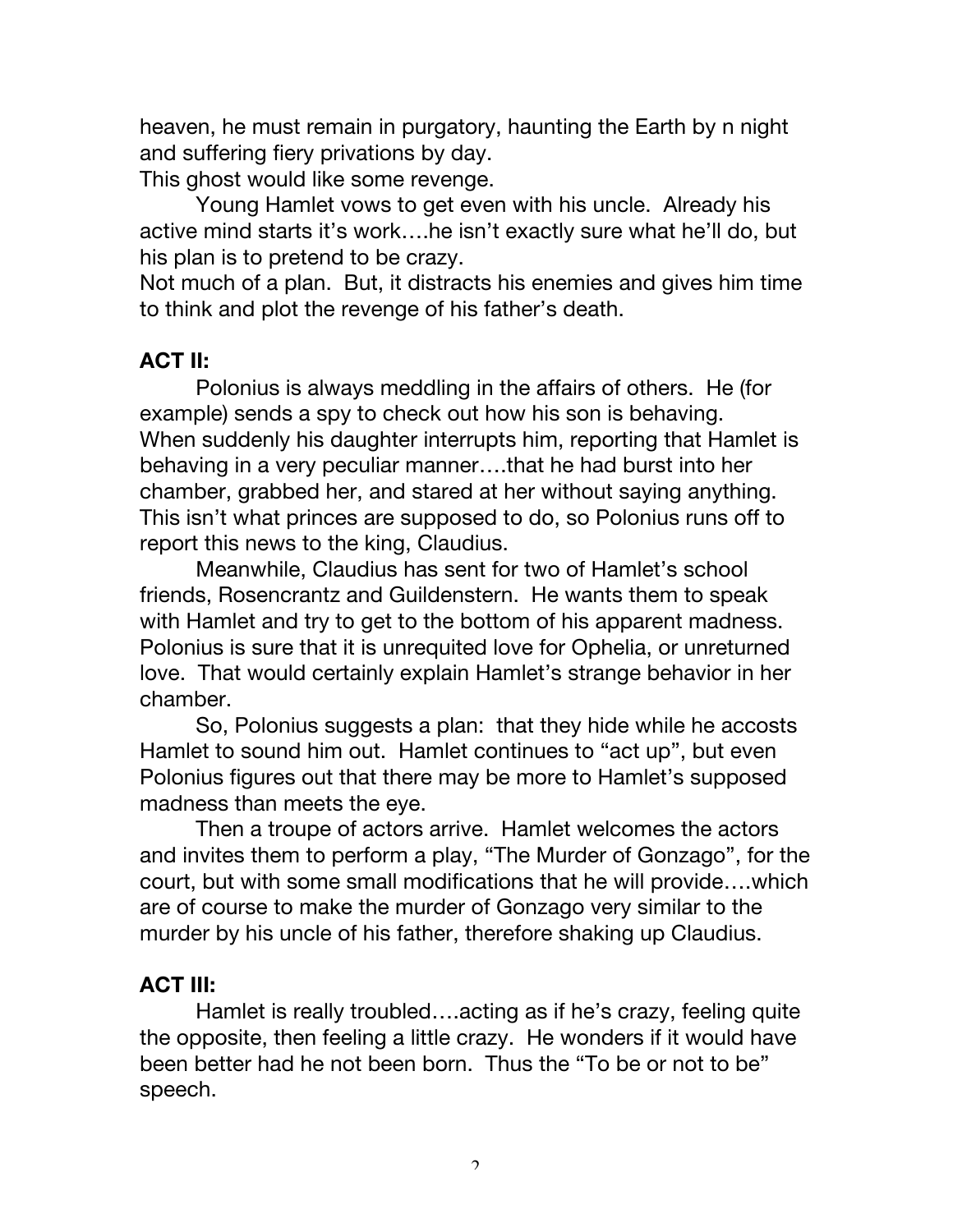heaven, he must remain in purgatory, haunting the Earth by n night and suffering fiery privations by day.

This ghost would like some revenge.

Young Hamlet vows to get even with his uncle. Already his active mind starts it's work….he isn't exactly sure what he'll do, but his plan is to pretend to be crazy.

Not much of a plan. But, it distracts his enemies and gives him time to think and plot the revenge of his father's death.

**ACT II:**

Polonius is always meddling in the affairs of others. He (for example) sends a spy to check out how his son is behaving. When suddenly his daughter interrupts him, reporting that Hamlet is behaving in a very peculiar manner….that he had burst into her chamber, grabbed her, and stared at her without saying anything. This isn't what princes are supposed to do, so Polonius runs off to report this news to the king, Claudius.

Meanwhile, Claudius has sent for two of Hamlet's school friends, Rosencrantz and Guildenstern. He wants them to speak with Hamlet and try to get to the bottom of his apparent madness. Polonius is sure that it is unrequited love for Ophelia, or unreturned love. That would certainly explain Hamlet's strange behavior in her chamber.

So, Polonius suggests a plan: that they hide while he accosts Hamlet to sound him out. Hamlet continues to "act up", but even Polonius figures out that there may be more to Hamlet's supposed madness than meets the eye.

Then a troupe of actors arrive. Hamlet welcomes the actors and invites them to perform a play, "The Murder of Gonzago", for the court, but with some small modifications that he will provide….which are of course to make the murder of Gonzago very similar to the murder by his uncle of his father, therefore shaking up Claudius.

**ACT III:**

Hamlet is really troubled….acting as if he's crazy, feeling quite the opposite, then feeling a little crazy. He wonders if it would have been better had he not been born. Thus the "To be or not to be" speech.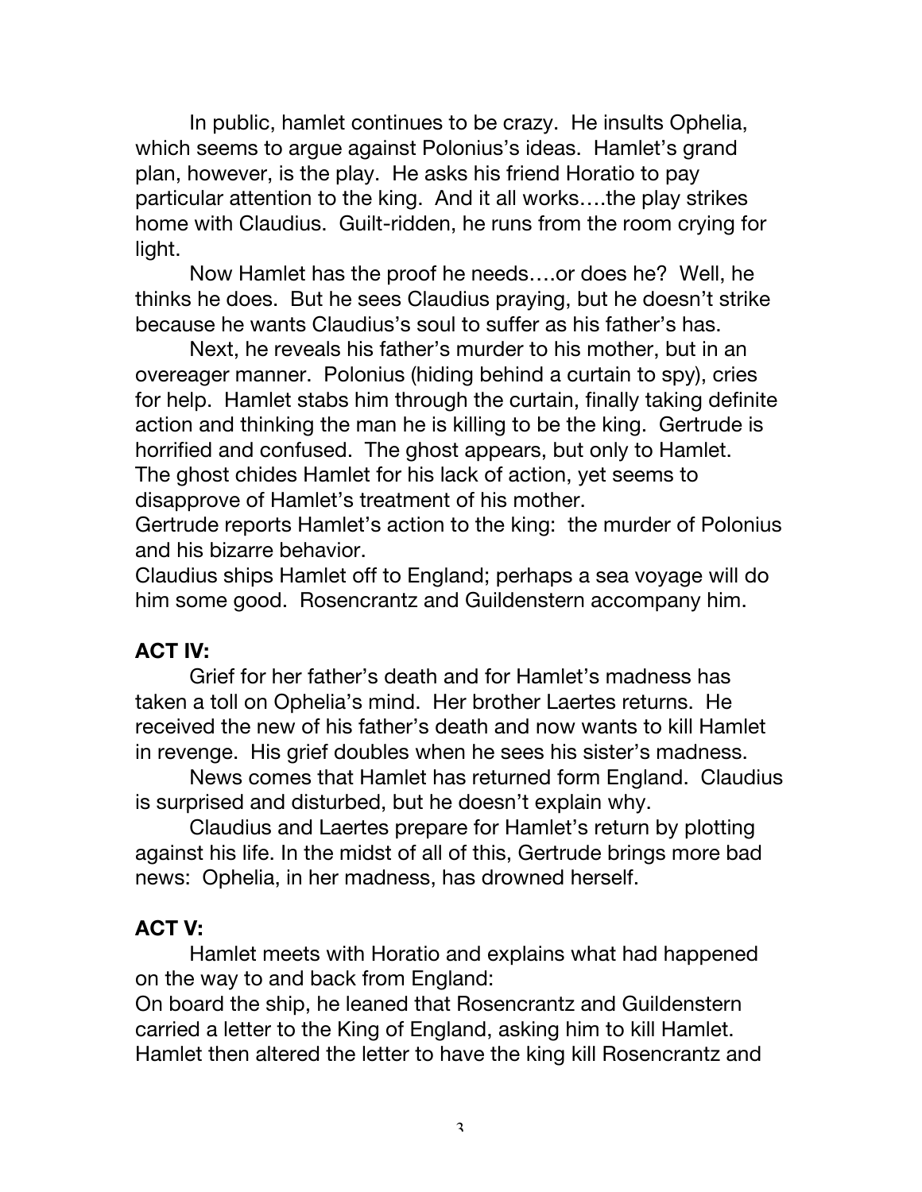In public, hamlet continues to be crazy. He insults Ophelia, which seems to argue against Polonius's ideas. Hamlet's grand plan, however, is the play. He asks his friend Horatio to pay particular attention to the king. And it all works….the play strikes home with Claudius. Guilt-ridden, he runs from the room crying for light.

Now Hamlet has the proof he needs….or does he? Well, he thinks he does. But he sees Claudius praying, but he doesn't strike because he wants Claudius's soul to suffer as his father's has.

Next, he reveals his father's murder to his mother, but in an overeager manner. Polonius (hiding behind a curtain to spy), cries for help. Hamlet stabs him through the curtain, finally taking definite action and thinking the man he is killing to be the king. Gertrude is horrified and confused. The ghost appears, but only to Hamlet. The ghost chides Hamlet for his lack of action, yet seems to disapprove of Hamlet's treatment of his mother.

Gertrude reports Hamlet's action to the king: the murder of Polonius and his bizarre behavior.

Claudius ships Hamlet off to England; perhaps a sea voyage will do him some good. Rosencrantz and Guildenstern accompany him.

## ACT IV:

Grief for her father's death and for Hamlet's madness has taken a toll on Ophelia's mind. Her brother Laertes returns. He received the new of his father's death and now wants to kill Hamlet in revenge. His grief doubles when he sees his sister's madness.

News comes that Hamlet has returned form England. Claudius is surprised and disturbed, but he doesn't explain why.

Claudius and Laertes prepare for Hamlet's return by plotting against his life. In the midst of all of this, Gertrude brings more bad news: Ophelia, in her madness, has drowned herself.

## ACT V:

Hamlet meets with Horatio and explains what had happened on the way to and back from England:

On board the ship, he leaned that Rosencrantz and Guildenstern carried a letter to the King of England, asking him to kill Hamlet. Hamlet then altered the letter to have the king kill Rosencrantz and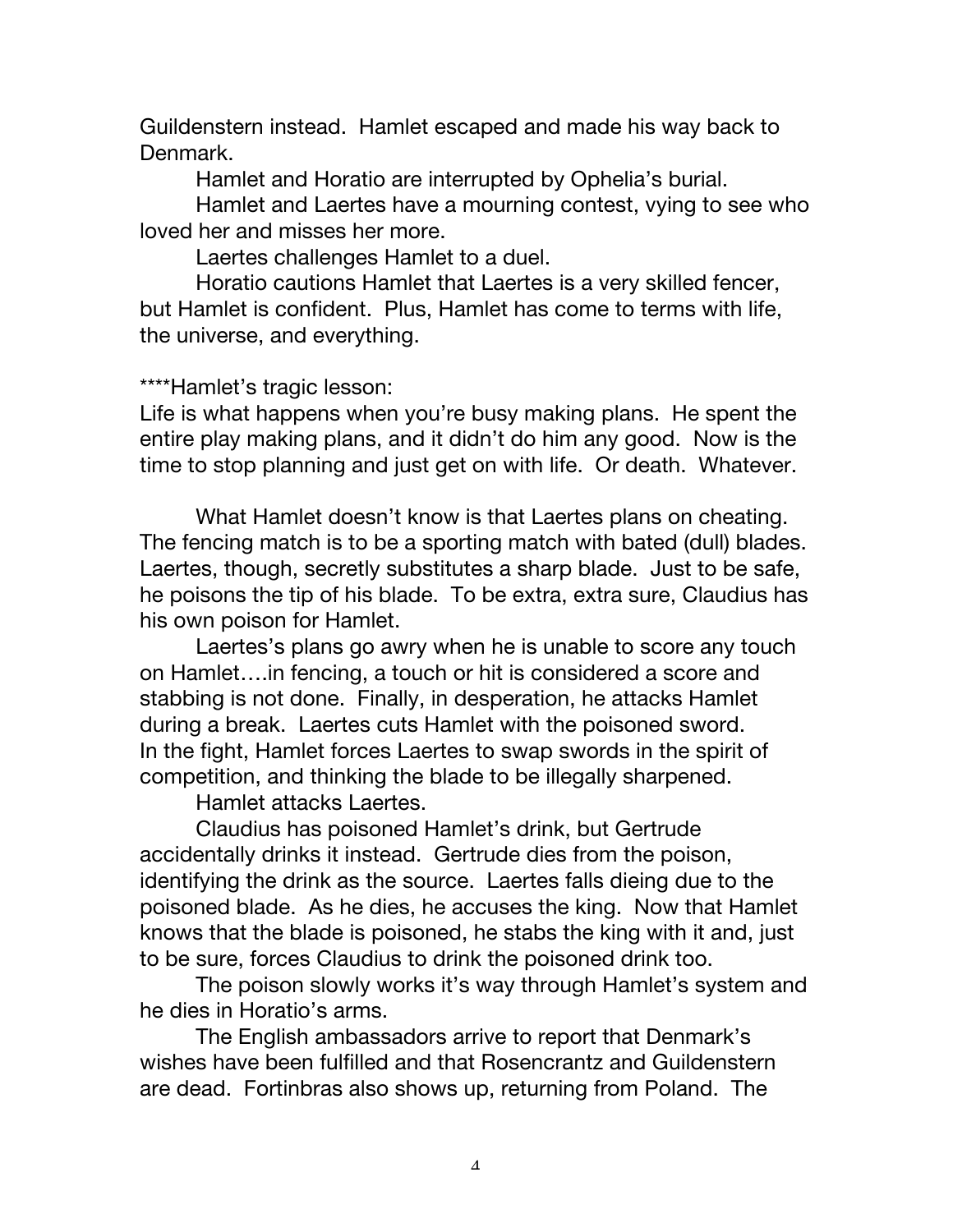Guildenstern instead. Hamlet escaped and made his way back to Denmark.

Hamlet and Horatio are interrupted by Ophelia's burial.

Hamlet and Laertes have a mourning contest, vying to see who loved her and misses her more.

Laertes challenges Hamlet to a duel.

Horatio cautions Hamlet that Laertes is a very skilled fencer, but Hamlet is confident. Plus, Hamlet has come to terms with life, the universe, and everything.

****Hamlet's tragic lesson:
Life is what happens when you're busy making plans. He spent the entire play making plans, and it didn't do him any good. Now is the time to stop planning and just get on with life. Or death. Whatever.

What Hamlet doesn't know is that Laertes plans on cheating. The fencing match is to be a sporting match with bated (dull) blades. Laertes, though, secretly substitutes a sharp blade. Just to be safe, he poisons the tip of his blade. To be extra, extra sure, Claudius has his own poison for Hamlet.

Laertes's plans go awry when he is unable to score any touch on Hamlet….in fencing, a touch or hit is considered a score and stabbing is not done. Finally, in desperation, he attacks Hamlet during a break. Laertes cuts Hamlet with the poisoned sword. In the fight, Hamlet forces Laertes to swap swords in the spirit of competition, and thinking the blade to be illegally sharpened.

Hamlet attacks Laertes.

Claudius has poisoned Hamlet's drink, but Gertrude accidentally drinks it instead. Gertrude dies from the poison, identifying the drink as the source. Laertes falls dieing due to the poisoned blade. As he dies, he accuses the king. Now that Hamlet knows that the blade is poisoned, he stabs the king with it and, just to be sure, forces Claudius to drink the poisoned drink too.

The poison slowly works it's way through Hamlet's system and he dies in Horatio's arms.

The English ambassadors arrive to report that Denmark's wishes have been fulfilled and that Rosencrantz and Guildenstern are dead. Fortinbras also shows up, returning from Poland. The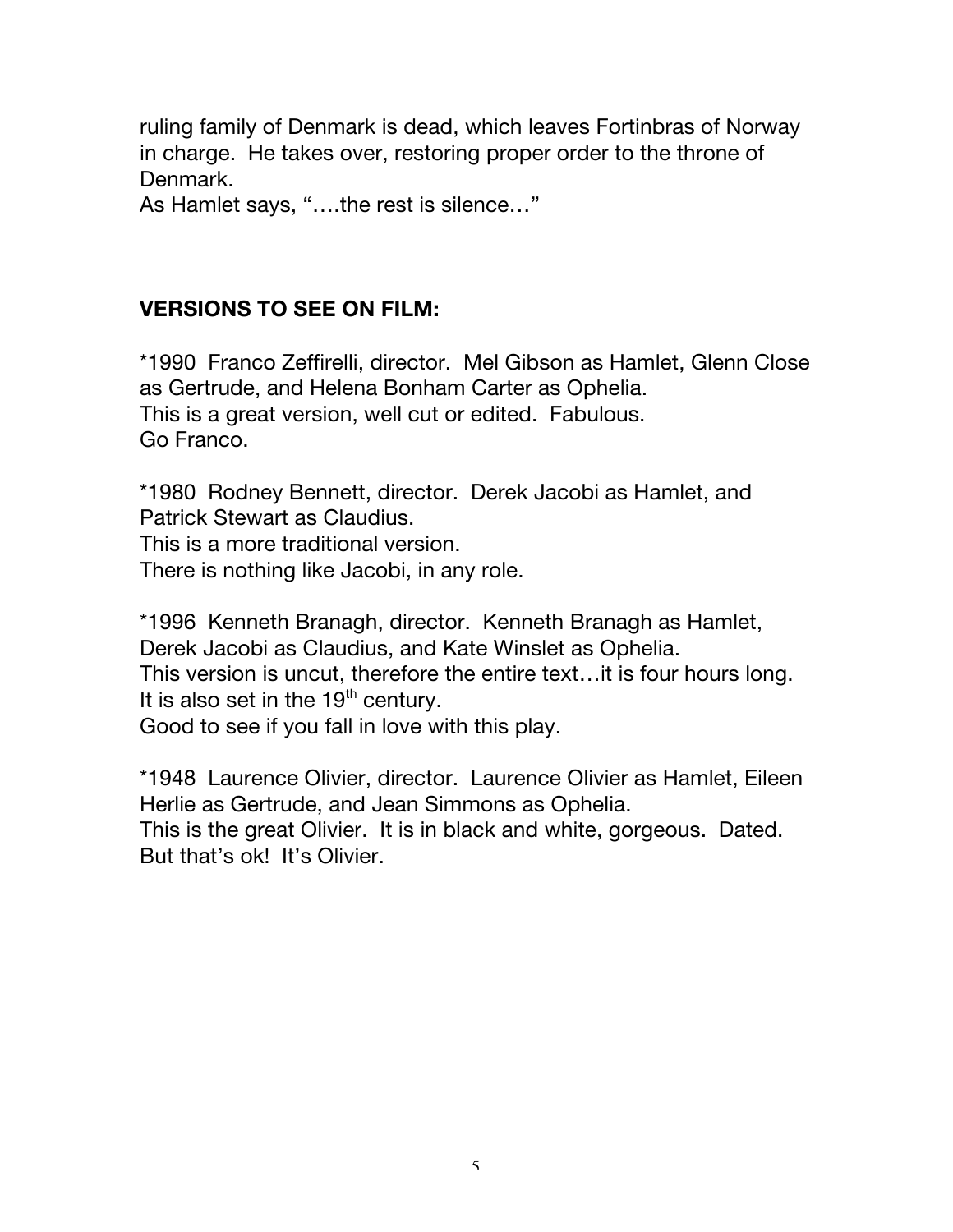ruling family of Denmark is dead, which leaves Fortinbras of Norway in charge. He takes over, restoring proper order to the throne of Denmark.
As Hamlet says, "….the rest is silence…"

## VERSIONS TO SEE ON FILM:

*1990 Franco Zeffirelli, director. Mel Gibson as Hamlet, Glenn Close as Gertrude, and Helena Bonham Carter as Ophelia.
This is a great version, well cut or edited. Fabulous.
Go Franco.

*1980 Rodney Bennett, director. Derek Jacobi as Hamlet, and Patrick Stewart as Claudius.
This is a more traditional version.
There is nothing like Jacobi, in any role.

*1996 Kenneth Branagh, director. Kenneth Branagh as Hamlet, Derek Jacobi as Claudius, and Kate Winslet as Ophelia.
This version is uncut, therefore the entire text…it is four hours long.
It is also set in the 19th century.
Good to see if you fall in love with this play.

*1948 Laurence Olivier, director. Laurence Olivier as Hamlet, Eileen Herlie as Gertrude, and Jean Simmons as Ophelia.
This is the great Olivier. It is in black and white, gorgeous. Dated.
But that's ok! It's Olivier.